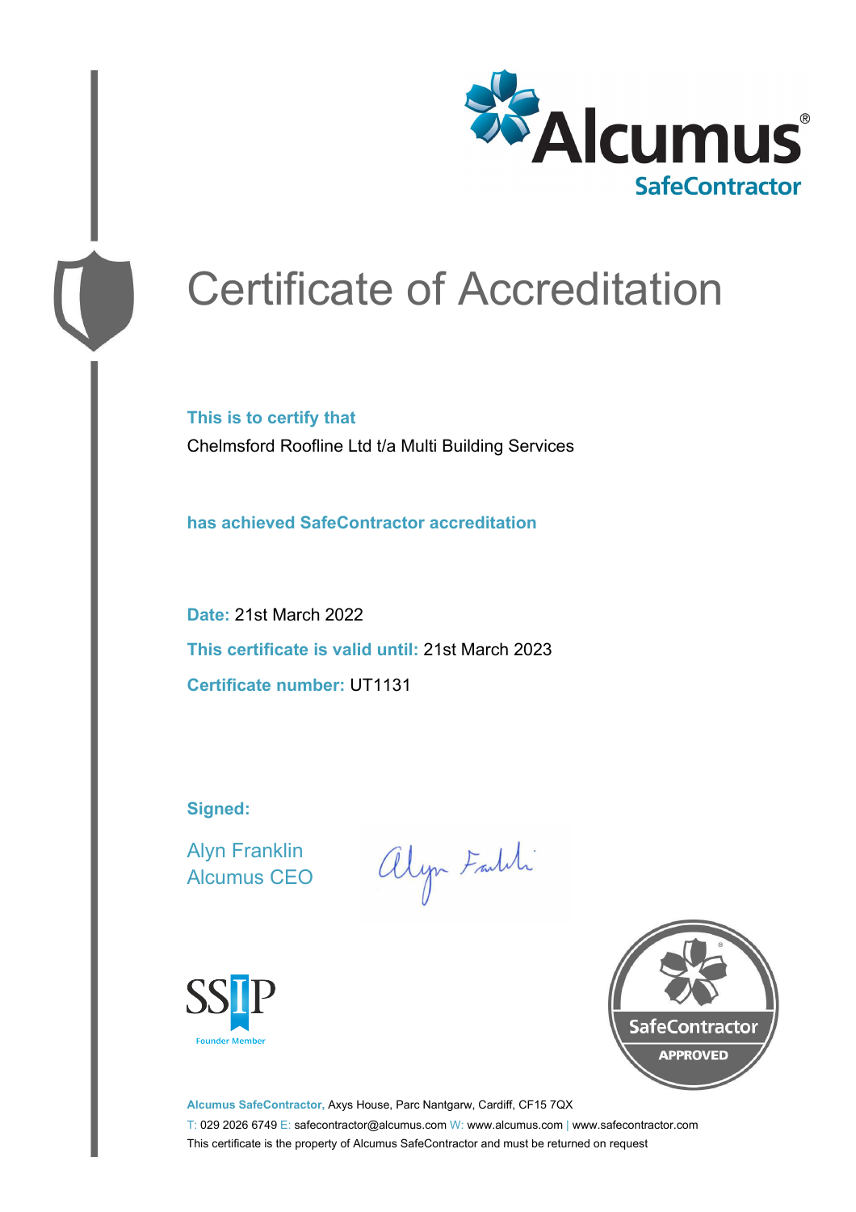Alcumus®
SafeContractor

# Certificate of Accreditation

**This is to certify that**

Chelmsford Roofline Ltd t/a Multi Building Services

**has achieved SafeContractor accreditation**

**Date:** 21st March 2022

**This certificate is valid until:** 21st March 2023

**Certificate number:** UT1131

**Signed:**

Alyn Franklin
Alcumus CEO

SSIP
Founder Member

SafeContractor
APPROVED

**Alcumus SafeContractor,** Axys House, Parc Nantgarw, Cardiff, CF15 7QX

T: 029 2026 6749 E: safecontractor@alcumus.com W: www.alcumus.com | www.safecontractor.com

This certificate is the property of Alcumus SafeContractor and must be returned on request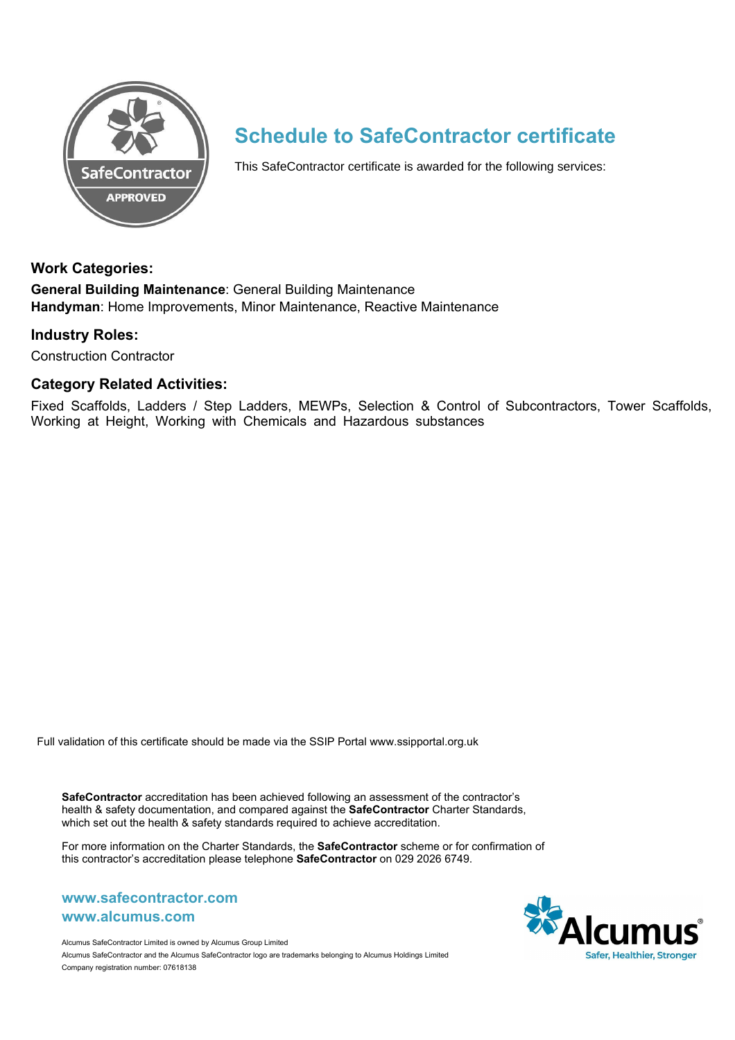# Schedule to SafeContractor certificate

This SafeContractor certificate is awarded for the following services:

### Work Categories:

**General Building Maintenance**: General Building Maintenance
**Handyman**: Home Improvements, Minor Maintenance, Reactive Maintenance

### Industry Roles:

Construction Contractor

### Category Related Activities:

Fixed Scaffolds, Ladders / Step Ladders, MEWPs, Selection & Control of Subcontractors, Tower Scaffolds, Working at Height, Working with Chemicals and Hazardous substances

Full validation of this certificate should be made via the SSIP Portal www.ssipportal.org.uk

**SafeContractor** accreditation has been achieved following an assessment of the contractor's health & safety documentation, and compared against the **SafeContractor** Charter Standards, which set out the health & safety standards required to achieve accreditation.

For more information on the Charter Standards, the **SafeContractor** scheme or for confirmation of this contractor's accreditation please telephone **SafeContractor** on 029 2026 6749.

**www.safecontractor.com**
**www.alcumus.com**

Alcumus SafeContractor Limited is owned by Alcumus Group Limited
Alcumus SafeContractor and the Alcumus SafeContractor logo are trademarks belonging to Alcumus Holdings Limited
Company registration number: 07618138

Alcumus® Safer, Healthier, Stronger